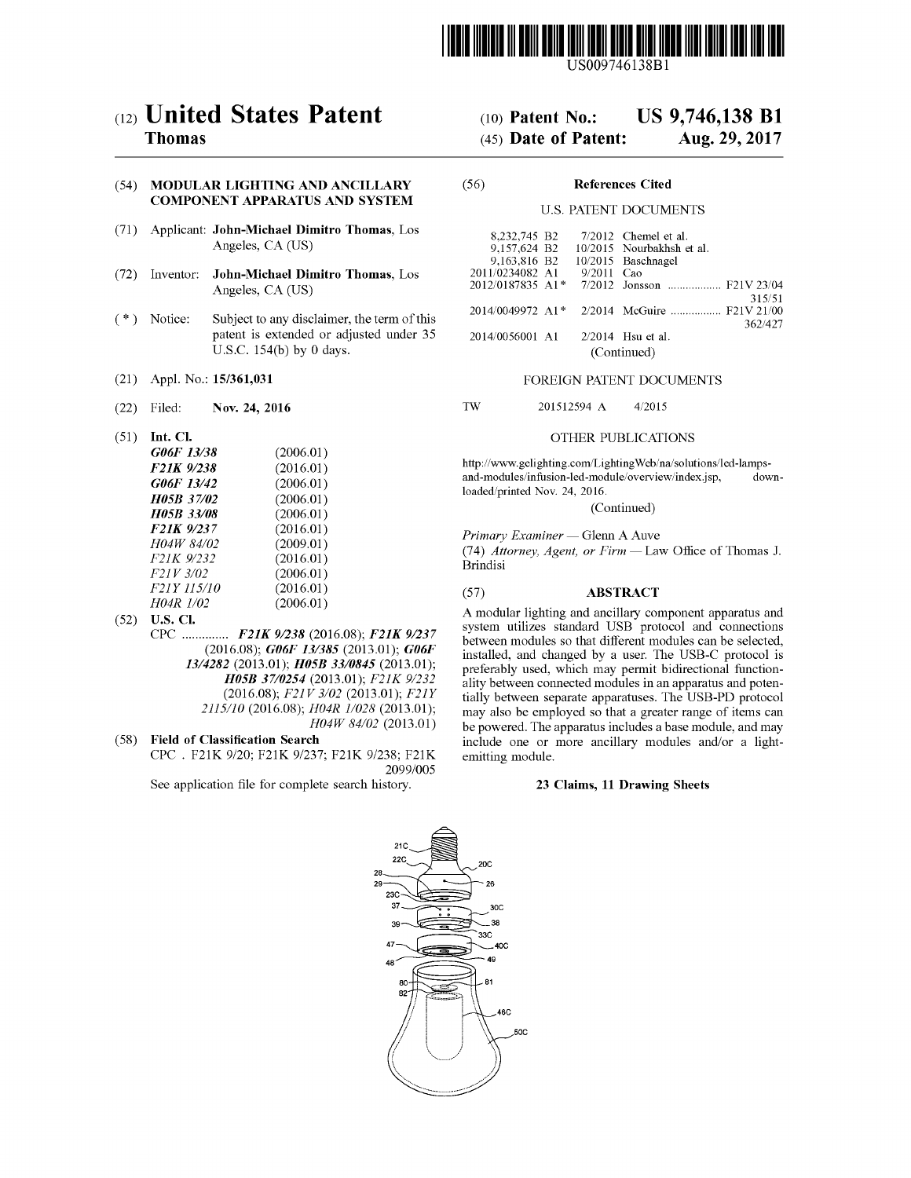US009746138B1

(12) **United States Patent**
**Thomas**

(10) **Patent No.:** **US 9,746,138 B1**
(45) **Date of Patent:** **Aug. 29, 2017**

(54) **MODULAR LIGHTING AND ANCILLARY COMPONENT APPARATUS AND SYSTEM**

(71) Applicant: **John-Michael Dimitro Thomas**, Los Angeles, CA (US)

(72) Inventor: **John-Michael Dimitro Thomas**, Los Angeles, CA (US)

( * ) Notice: Subject to any disclaimer, the term of this patent is extended or adjusted under 35 U.S.C. 154(b) by 0 days.

(21) Appl. No.: **15/361,031**

(22) Filed: **Nov. 24, 2016**

(51) **Int. Cl.**

| | |
|---|---|
| ***G06F 13/38*** | (2006.01) |
| ***F21K 9/238*** | (2016.01) |
| ***G06F 13/42*** | (2006.01) |
| ***H05B 37/02*** | (2006.01) |
| ***H05B 33/08*** | (2006.01) |
| ***F21K 9/237*** | (2016.01) |
| *H04W 84/02* | (2009.01) |
| *F21K 9/232* | (2016.01) |
| *F21V 3/02* | (2006.01) |
| *F21Y 115/10* | (2016.01) |
| *H04R 1/02* | (2006.01) |

(52) **U.S. Cl.**
CPC .............. ***F21K 9/238*** (2016.08); ***F21K 9/237*** (2016.08); ***G06F 13/385*** (2013.01); ***G06F 13/4282*** (2013.01); ***H05B 33/0845*** (2013.01); ***H05B 37/0254*** (2013.01); *F21K 9/232* (2016.08); *F21V 3/02* (2013.01); *F21Y 2115/10* (2016.08); *H04R 1/028* (2013.01); *H04W 84/02* (2013.01)

(58) **Field of Classification Search**
CPC . F21K 9/20; F21K 9/237; F21K 9/238; F21K 2099/005
See application file for complete search history.

(56) **References Cited**

U.S. PATENT DOCUMENTS

| | | |
|---|---|---|
| 8,232,745 B2 | 7/2012 | Chemel et al. |
| 9,157,624 B2 | 10/2015 | Nourbakhsh et al. |
| 9,163,816 B2 | 10/2015 | Baschnagel |
| 2011/0234082 A1 | 9/2011 | Cao |
| 2012/0187835 A1 * | 7/2012 | Jonsson .................. F21V 23/04 315/51 |
| 2014/0049972 A1 * | 2/2014 | McGuire ................. F21V 21/00 362/427 |
| 2014/0056001 A1 | 2/2014 | Hsu et al. |

(Continued)

FOREIGN PATENT DOCUMENTS

TW 201512594 A 4/2015

OTHER PUBLICATIONS

http://www.gelighting.com/LightingWeb/na/solutions/led-lamps-and-modules/infusion-led-module/overview/index.jsp, downloaded/printed Nov. 24, 2016.

(Continued)

*Primary Examiner* — Glenn A Auve
(74) *Attorney, Agent, or Firm* — Law Office of Thomas J. Brindisi

(57) **ABSTRACT**

A modular lighting and ancillary component apparatus and system utilizes standard USB protocol and connections between modules so that different modules can be selected, installed, and changed by a user. The USB-C protocol is preferably used, which may permit bidirectional functionality between connected modules in an apparatus and potentially between separate apparatuses. The USB-PD protocol may also be employed so that a greater range of items can be powered. The apparatus includes a base module, and may include one or more ancillary modules and/or a light-emitting module.

**23 Claims, 11 Drawing Sheets**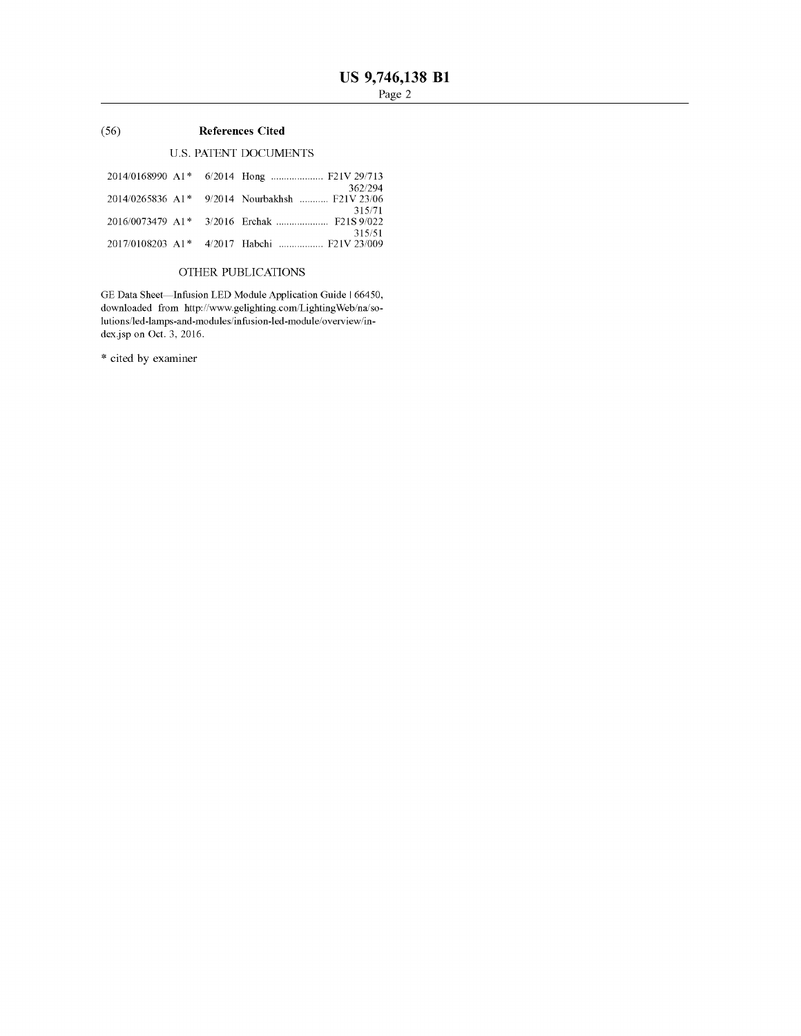(56) **References Cited**

U.S. PATENT DOCUMENTS

2014/0168990 A1* 6/2014 Hong .................... F21V 29/713 362/294

2014/0265836 A1* 9/2014 Nourbakhsh ........... F21V 23/06 315/71

2016/0073479 A1* 3/2016 Erchak .................... F21S 9/022 315/51

2017/0108203 A1* 4/2017 Habchi ................. F21V 23/009

OTHER PUBLICATIONS

GE Data Sheet—Infusion LED Module Application Guide | 66450, downloaded from http://www.gelighting.com/LightingWeb/na/solutions/led-lamps-and-modules/infusion-led-module/overview/index.jsp on Oct. 3, 2016.

* cited by examiner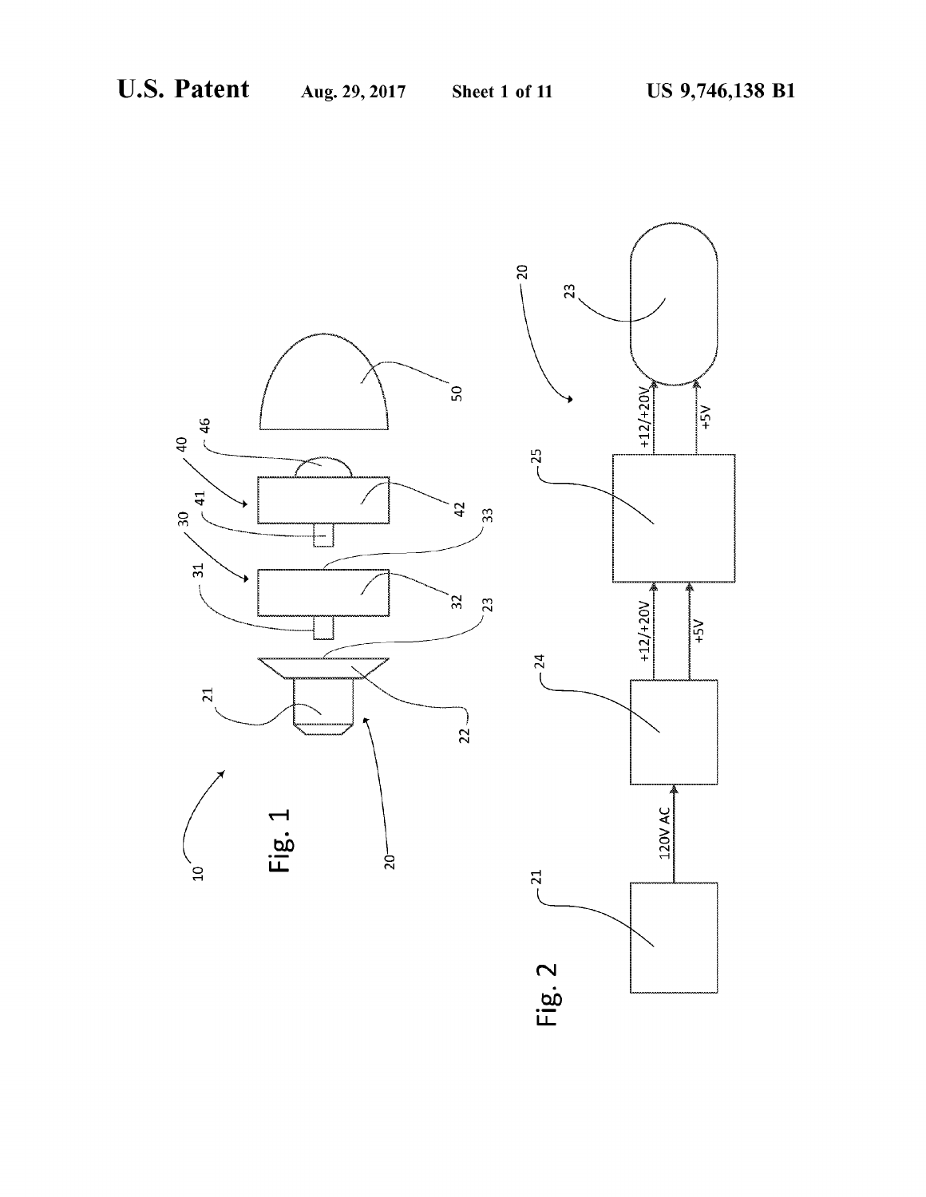Fig. 1

Fig. 2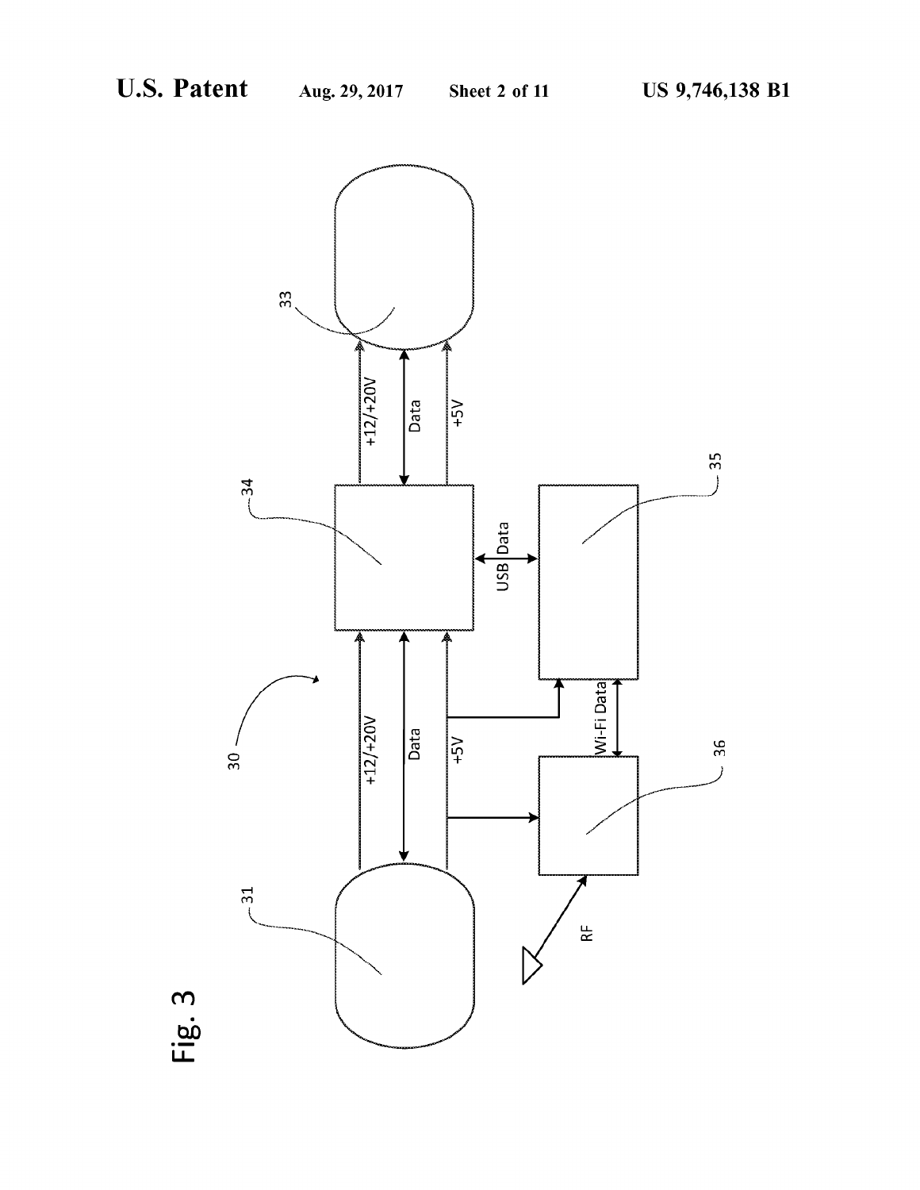Fig. 3

30

31

33

34

35

36

+12/+20V

Data

+5V

+12/+20V

Data

+5V

USB Data

Wi-Fi Data

RF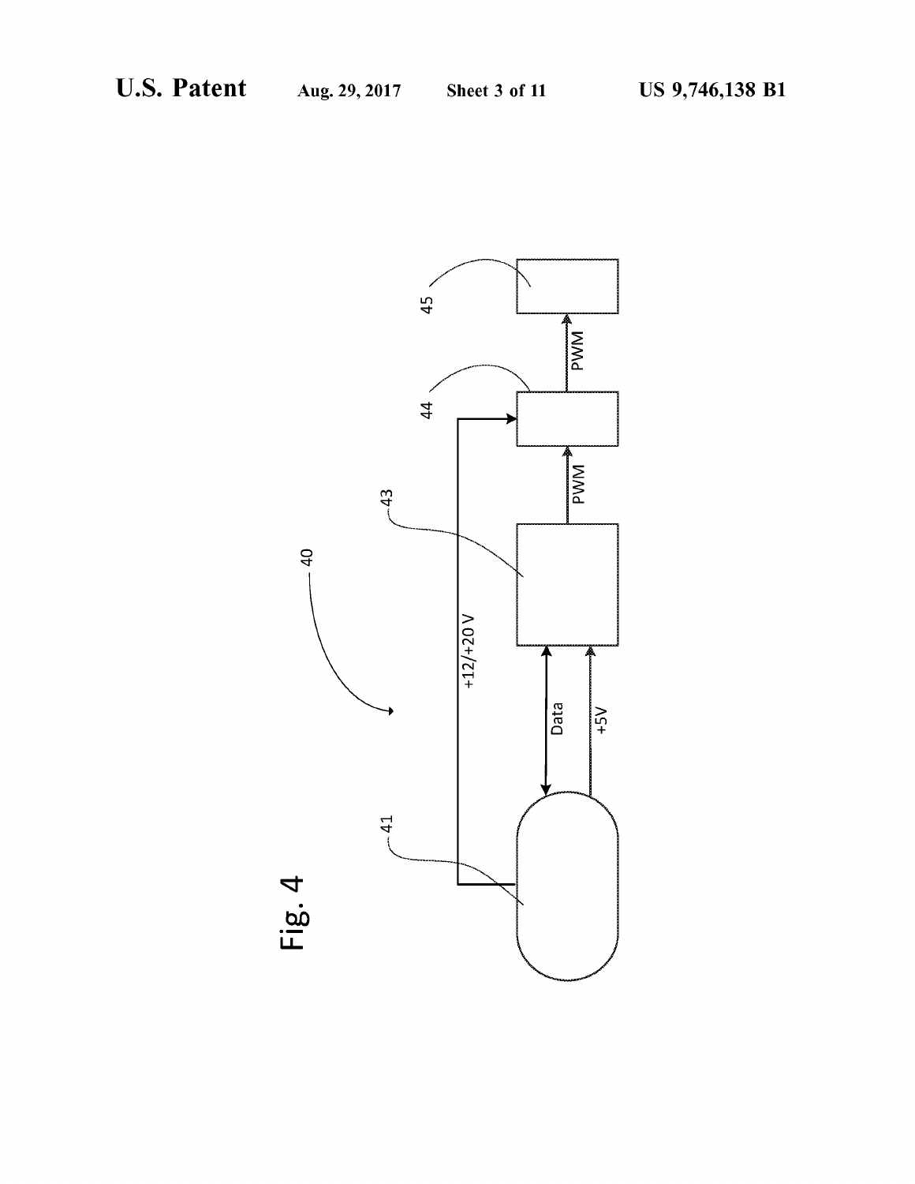Fig. 4

40

41

43

44

45

Data

+5V

+12/+20 V

PWM

PWM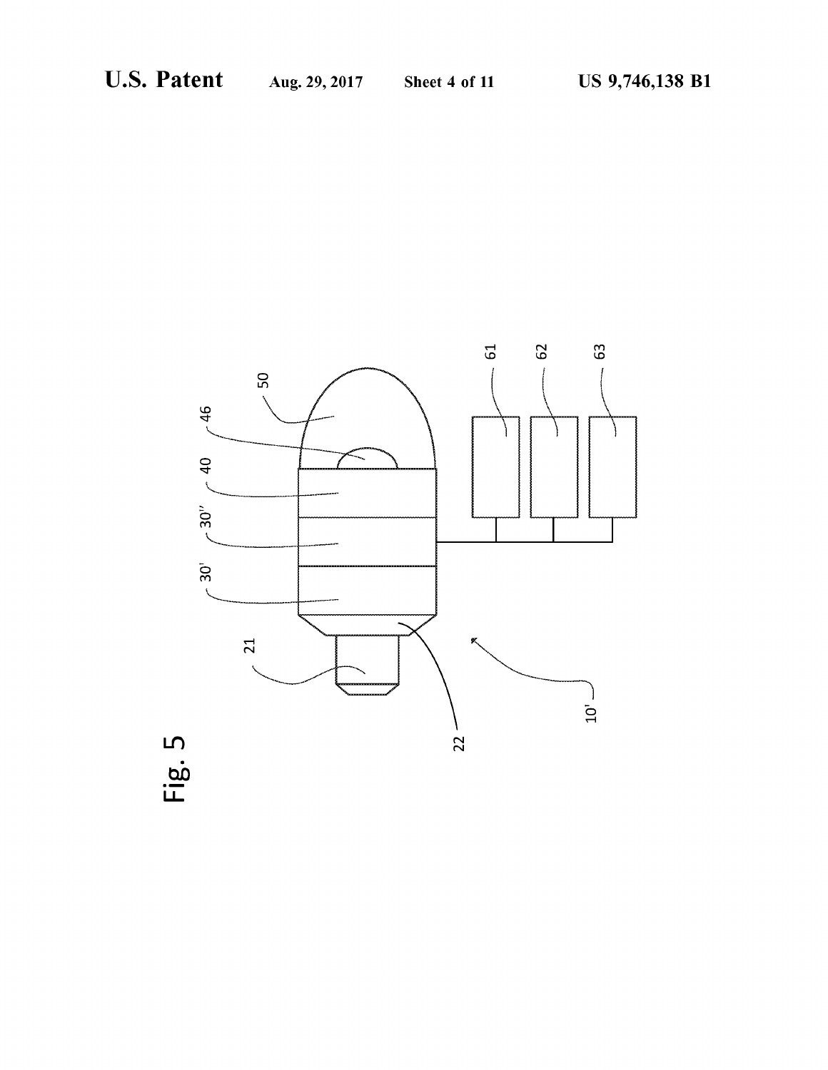Fig. 5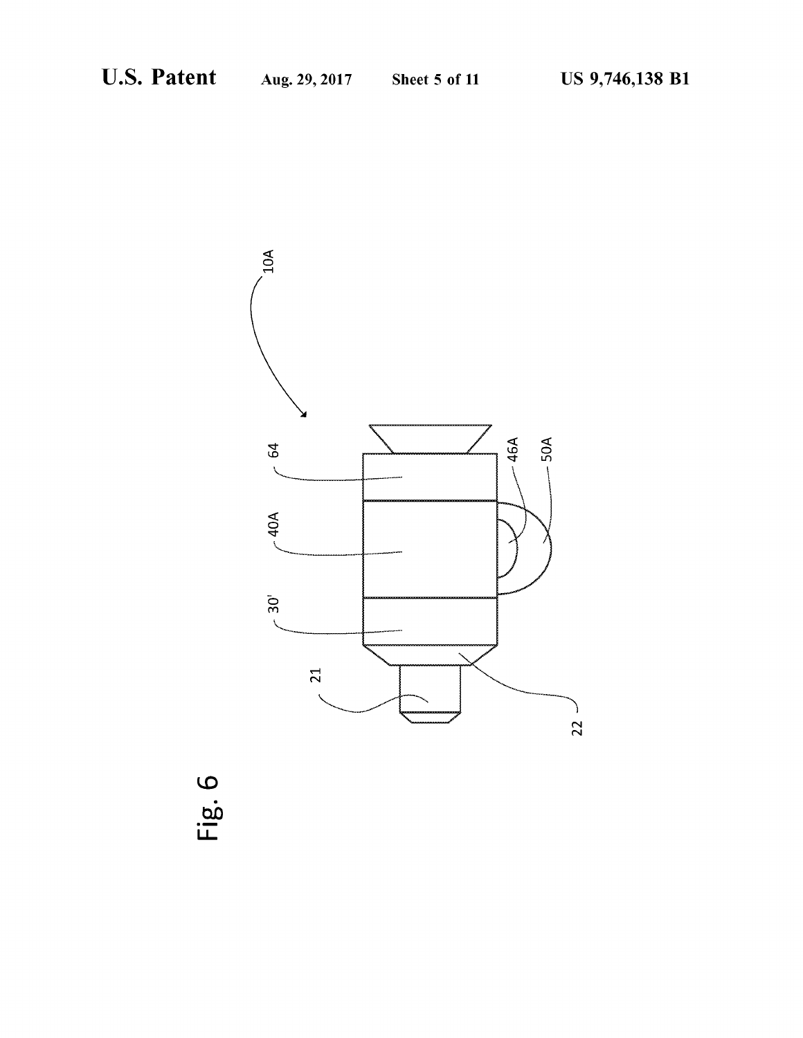Fig. 6

10A

64

46A

50A

40A

30'

21

22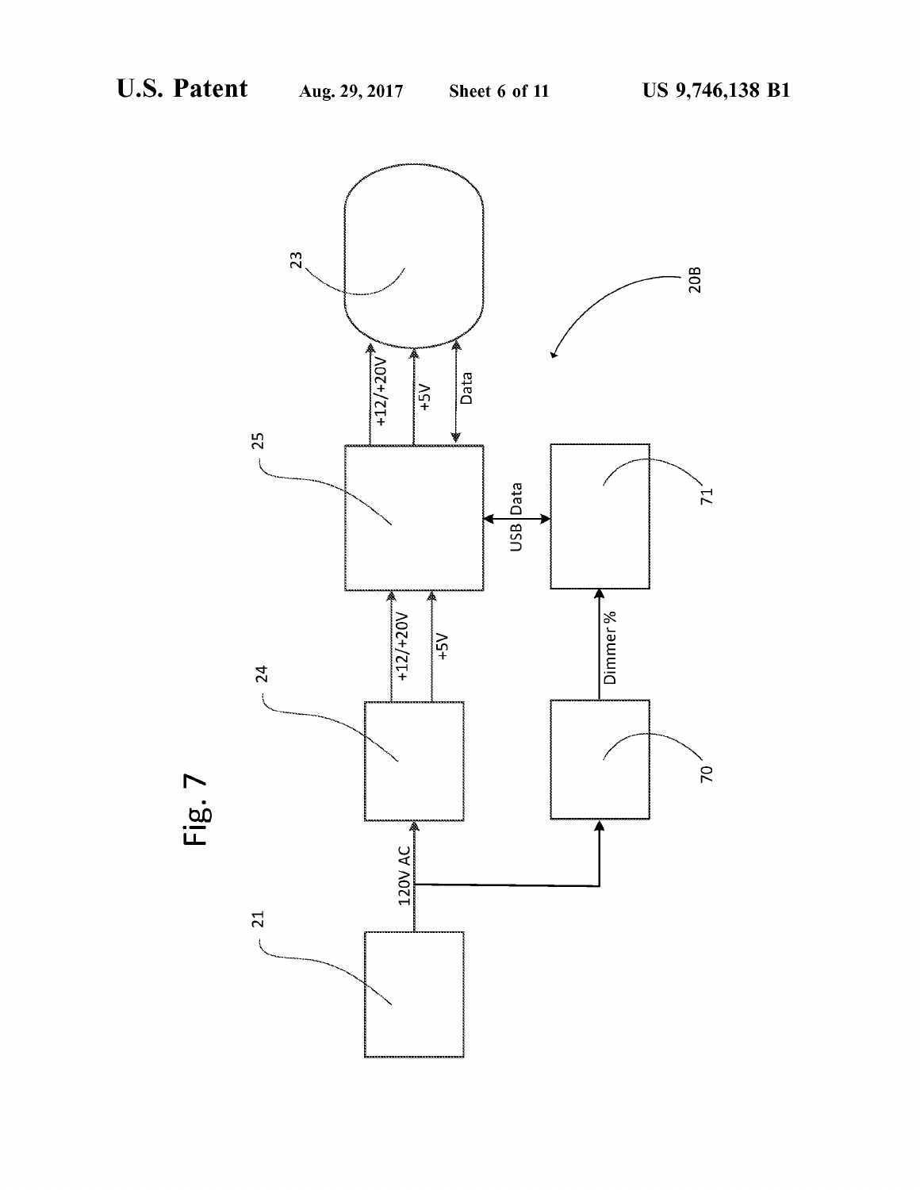Fig. 7

21

120V AC

24

+12/+20V

+5V

25

USB Data

+12/+20V

+5V

Data

23

20B

70

Dimmer %

71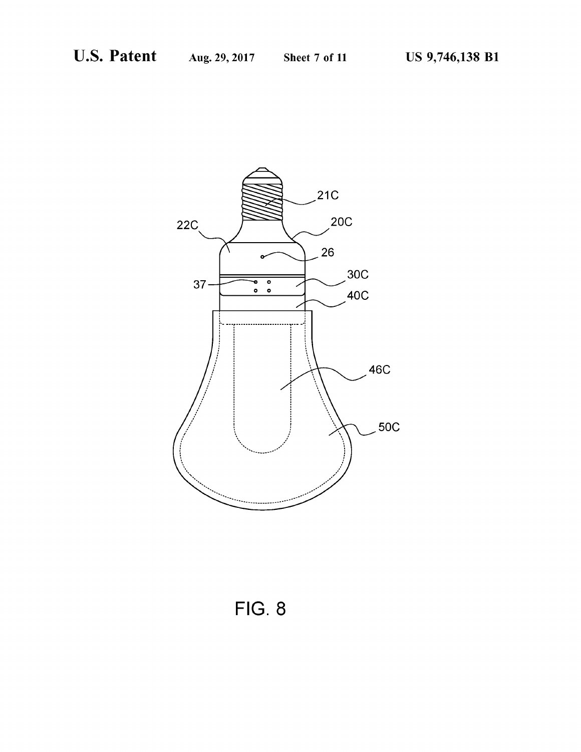FIG. 8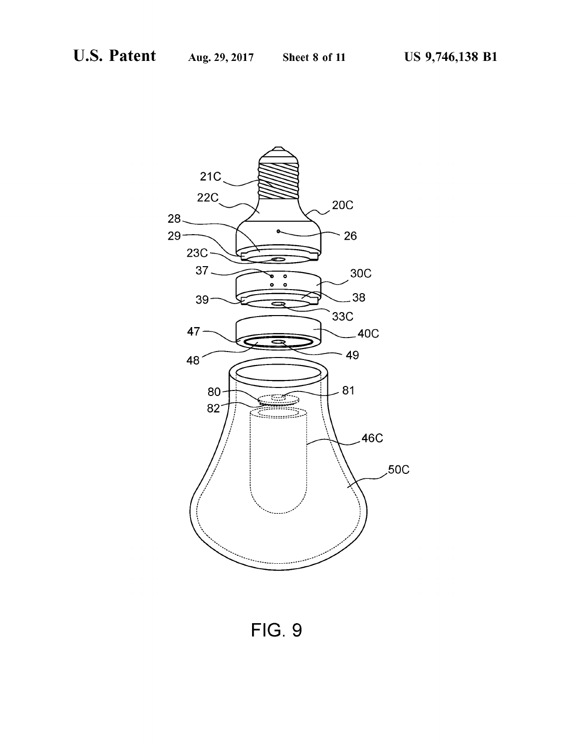FIG. 9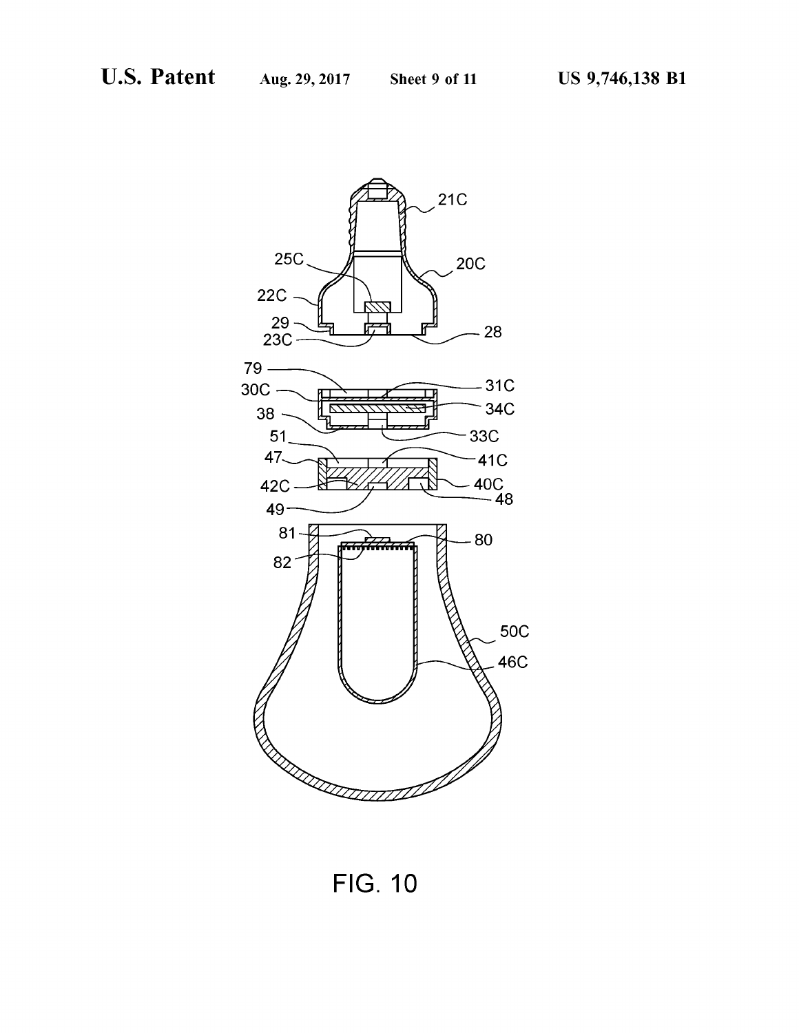FIG. 10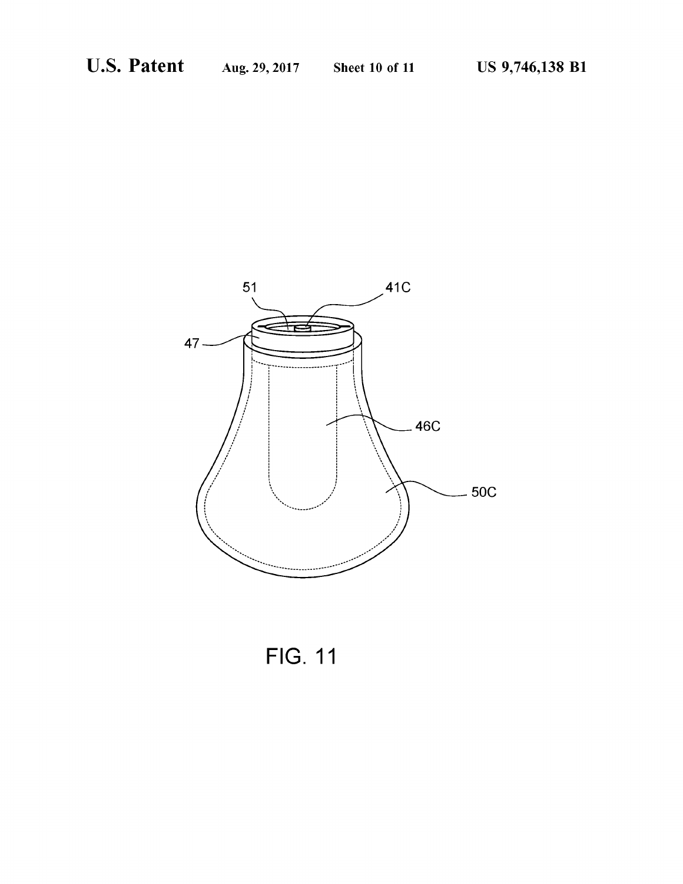FIG. 11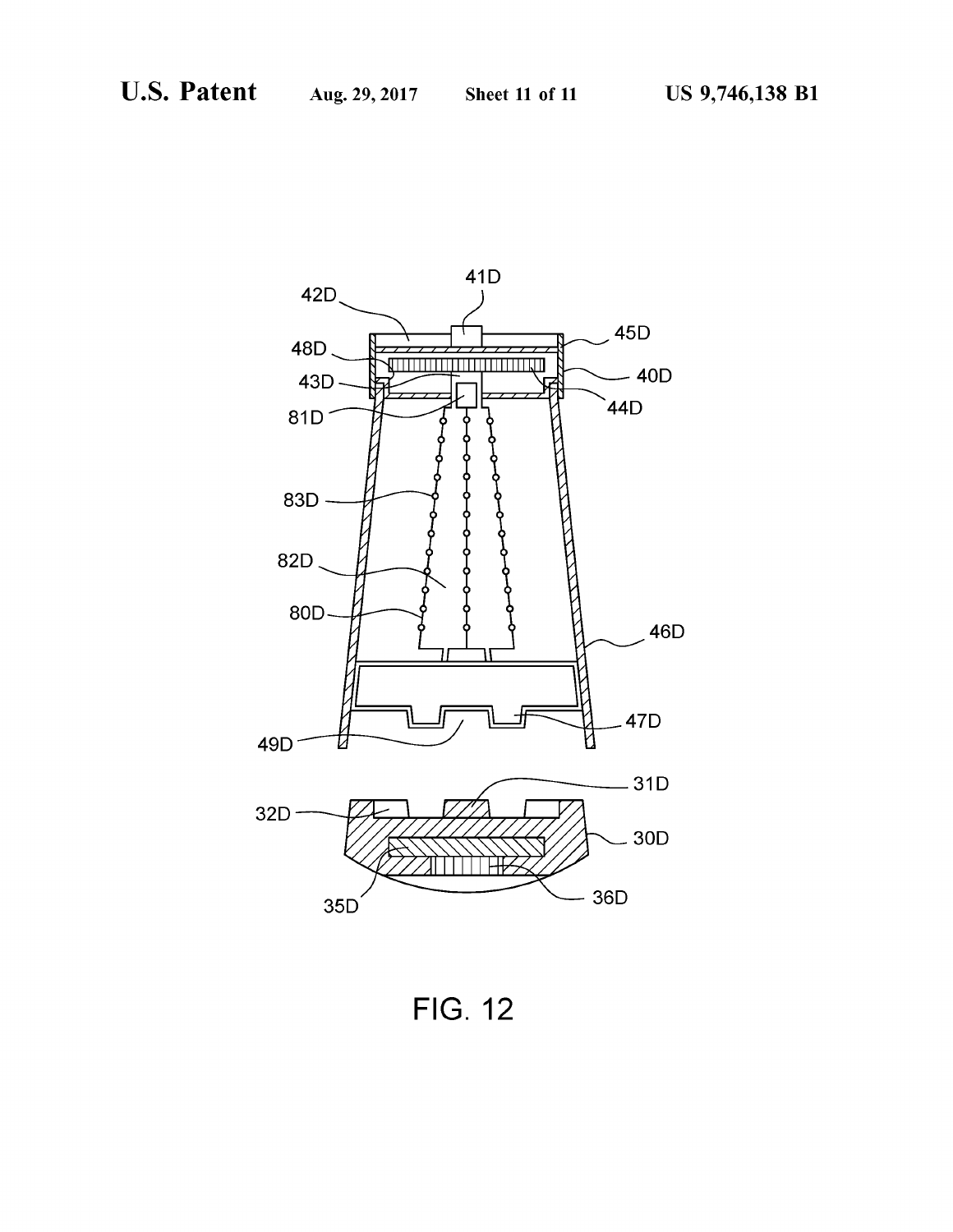FIG. 12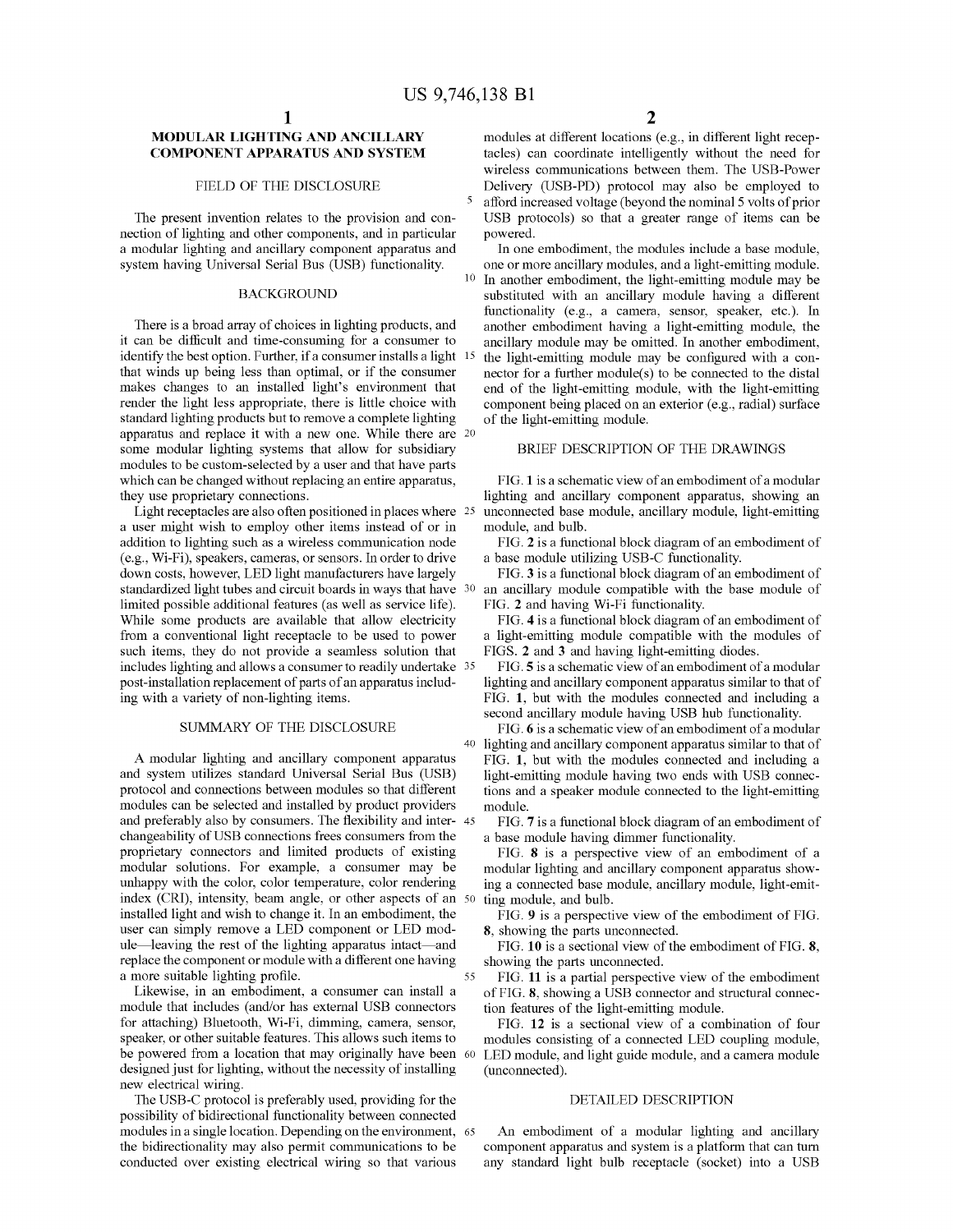# MODULAR LIGHTING AND ANCILLARY COMPONENT APPARATUS AND SYSTEM

## FIELD OF THE DISCLOSURE

The present invention relates to the provision and connection of lighting and other components, and in particular a modular lighting and ancillary component apparatus and system having Universal Serial Bus (USB) functionality.

## BACKGROUND

There is a broad array of choices in lighting products, and it can be difficult and time-consuming for a consumer to identify the best option. Further, if a consumer installs a light that winds up being less than optimal, or if the consumer makes changes to an installed light's environment that render the light less appropriate, there is little choice with standard lighting products but to remove a complete lighting apparatus and replace it with a new one. While there are some modular lighting systems that allow for subsidiary modules to be custom-selected by a user and that have parts which can be changed without replacing an entire apparatus, they use proprietary connections.

Light receptacles are also often positioned in places where a user might wish to employ other items instead of or in addition to lighting such as a wireless communication node (e.g., Wi-Fi), speakers, cameras, or sensors. In order to drive down costs, however, LED light manufacturers have largely standardized light tubes and circuit boards in ways that have limited possible additional features (as well as service life). While some products are available that allow electricity from a conventional light receptacle to be used to power such items, they do not provide a seamless solution that includes lighting and allows a consumer to readily undertake post-installation replacement of parts of an apparatus including with a variety of non-lighting items.

## SUMMARY OF THE DISCLOSURE

A modular lighting and ancillary component apparatus and system utilizes standard Universal Serial Bus (USB) protocol and connections between modules so that different modules can be selected and installed by product providers and preferably also by consumers. The flexibility and interchangeability of USB connections frees consumers from the proprietary connectors and limited products of existing modular solutions. For example, a consumer may be unhappy with the color, color temperature, color rendering index (CRI), intensity, beam angle, or other aspects of an installed light and wish to change it. In an embodiment, the user can simply remove a LED component or LED module—leaving the rest of the lighting apparatus intact—and replace the component or module with a different one having a more suitable lighting profile.

Likewise, in an embodiment, a consumer can install a module that includes (and/or has external USB connectors for attaching) Bluetooth, Wi-Fi, dimming, camera, sensor, speaker, or other suitable features. This allows such items to be powered from a location that may originally have been designed just for lighting, without the necessity of installing new electrical wiring.

The USB-C protocol is preferably used, providing for the possibility of bidirectional functionality between connected modules in a single location. Depending on the environment, the bidirectionality may also permit communications to be conducted over existing electrical wiring so that various modules at different locations (e.g., in different light receptacles) can coordinate intelligently without the need for wireless communications between them. The USB-Power Delivery (USB-PD) protocol may also be employed to afford increased voltage (beyond the nominal 5 volts of prior USB protocols) so that a greater range of items can be powered.

In one embodiment, the modules include a base module, one or more ancillary modules, and a light-emitting module. In another embodiment, the light-emitting module may be substituted with an ancillary module having a different functionality (e.g., a camera, sensor, speaker, etc.). In another embodiment having a light-emitting module, the ancillary module may be omitted. In another embodiment, the light-emitting module may be configured with a connector for a further module(s) to be connected to the distal end of the light-emitting module, with the light-emitting component being placed on an exterior (e.g., radial) surface of the light-emitting module.

## BRIEF DESCRIPTION OF THE DRAWINGS

FIG. 1 is a schematic view of an embodiment of a modular lighting and ancillary component apparatus, showing an unconnected base module, ancillary module, light-emitting module, and bulb.

FIG. 2 is a functional block diagram of an embodiment of a base module utilizing USB-C functionality.

FIG. 3 is a functional block diagram of an embodiment of an ancillary module compatible with the base module of FIG. 2 and having Wi-Fi functionality.

FIG. 4 is a functional block diagram of an embodiment of a light-emitting module compatible with the modules of FIGS. 2 and 3 and having light-emitting diodes.

FIG. 5 is a schematic view of an embodiment of a modular lighting and ancillary component apparatus similar to that of FIG. 1, but with the modules connected and including a second ancillary module having USB hub functionality.

FIG. 6 is a schematic view of an embodiment of a modular lighting and ancillary component apparatus similar to that of FIG. 1, but with the modules connected and including a light-emitting module having two ends with USB connections and a speaker module connected to the light-emitting module.

FIG. 7 is a functional block diagram of an embodiment of a base module having dimmer functionality.

FIG. 8 is a perspective view of an embodiment of a modular lighting and ancillary component apparatus showing a connected base module, ancillary module, light-emitting module, and bulb.

FIG. 9 is a perspective view of the embodiment of FIG. 8, showing the parts unconnected.

FIG. 10 is a sectional view of the embodiment of FIG. 8, showing the parts unconnected.

FIG. 11 is a partial perspective view of the embodiment of FIG. 8, showing a USB connector and structural connection features of the light-emitting module.

FIG. 12 is a sectional view of a combination of four modules consisting of a connected LED coupling module, LED module, and light guide module, and a camera module (unconnected).

## DETAILED DESCRIPTION

An embodiment of a modular lighting and ancillary component apparatus and system is a platform that can turn any standard light bulb receptacle (socket) into a USB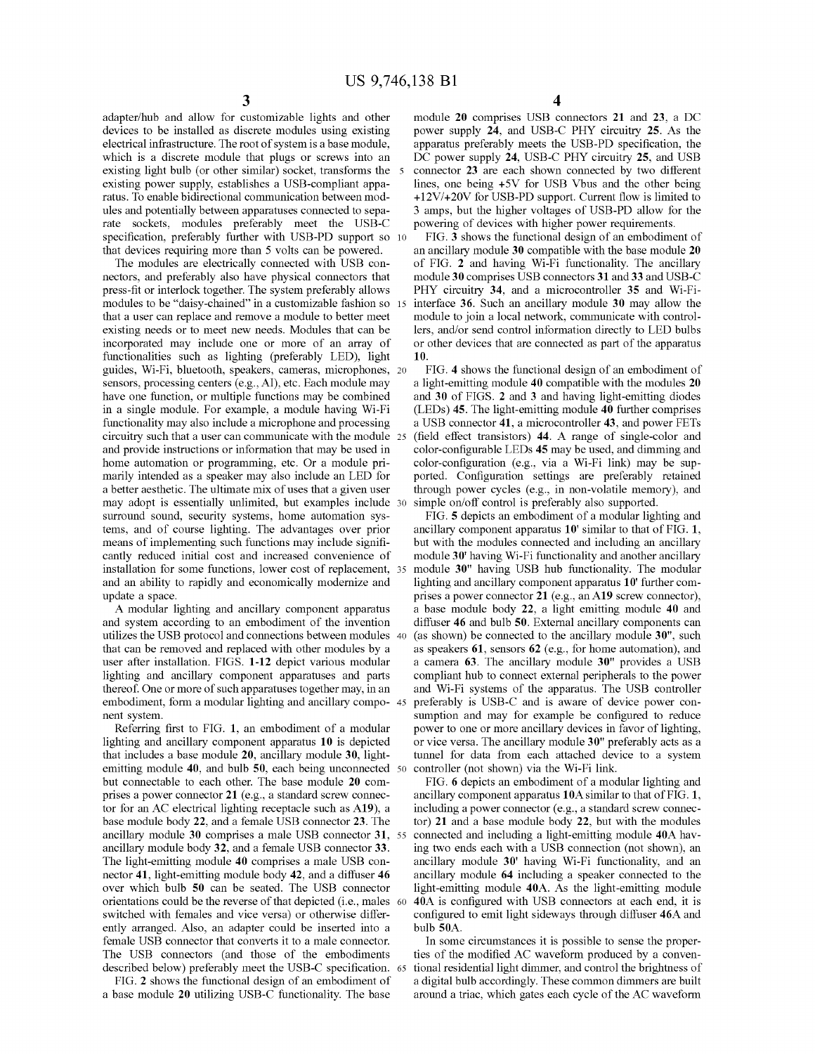adapter/hub and allow for customizable lights and other devices to be installed as discrete modules using existing electrical infrastructure. The root of system is a base module, which is a discrete module that plugs or screws into an existing light bulb (or other similar) socket, transforms the existing power supply, establishes a USB-compliant apparatus. To enable bidirectional communication between modules and potentially between apparatuses connected to separate sockets, modules preferably meet the USB-C specification, preferably further with USB-PD support so that devices requiring more than 5 volts can be powered.

The modules are electrically connected with USB connectors, and preferably also have physical connectors that press-fit or interlock together. The system preferably allows modules to be "daisy-chained" in a customizable fashion so that a user can replace and remove a module to better meet existing needs or to meet new needs. Modules that can be incorporated may include one or more of an array of functionalities such as lighting (preferably LED), light guides, Wi-Fi, bluetooth, speakers, cameras, microphones, sensors, processing centers (e.g., AI), etc. Each module may have one function, or multiple functions may be combined in a single module. For example, a module having Wi-Fi functionality may also include a microphone and processing circuitry such that a user can communicate with the module and provide instructions or information that may be used in home automation or programming, etc. Or a module primarily intended as a speaker may also include an LED for a better aesthetic. The ultimate mix of uses that a given user may adopt is essentially unlimited, but examples include surround sound, security systems, home automation systems, and of course lighting. The advantages over prior means of implementing such functions may include significantly reduced initial cost and increased convenience of installation for some functions, lower cost of replacement, and an ability to rapidly and economically modernize and update a space.

A modular lighting and ancillary component apparatus and system according to an embodiment of the invention utilizes the USB protocol and connections between modules that can be removed and replaced with other modules by a user after installation. FIGS. **1**-**12** depict various modular lighting and ancillary component apparatuses and parts thereof. One or more of such apparatuses together may, in an embodiment, form a modular lighting and ancillary component system.

Referring first to FIG. **1**, an embodiment of a modular lighting and ancillary component apparatus **10** is depicted that includes a base module **20**, ancillary module **30**, light-emitting module **40**, and bulb **50**, each being unconnected but connectable to each other. The base module **20** comprises a power connector **21** (e.g., a standard screw connector for an AC electrical lighting receptacle such as A19), a base module body **22**, and a female USB connector **23**. The ancillary module **30** comprises a male USB connector **31**, ancillary module body **32**, and a female USB connector **33**. The light-emitting module **40** comprises a male USB connector **41**, light-emitting module body **42**, and a diffuser **46** over which bulb **50** can be seated. The USB connector orientations could be the reverse of that depicted (i.e., males switched with females and vice versa) or otherwise differently arranged. Also, an adapter could be inserted into a female USB connector that converts it to a male connector. The USB connectors (and those of the embodiments described below) preferably meet the USB-C specification.

FIG. **2** shows the functional design of an embodiment of a base module **20** utilizing USB-C functionality. The base module **20** comprises USB connectors **21** and **23**, a DC power supply **24**, and USB-C PHY circuitry **25**. As the apparatus preferably meets the USB-PD specification, the DC power supply **24**, USB-C PHY circuitry **25**, and USB connector **23** are each shown connected by two different lines, one being +5V for USB Vbus and the other being +12V/+20V for USB-PD support. Current flow is limited to 3 amps, but the higher voltages of USB-PD allow for the powering of devices with higher power requirements.

FIG. **3** shows the functional design of an embodiment of an ancillary module **30** compatible with the base module **20** of FIG. **2** and having Wi-Fi functionality. The ancillary module **30** comprises USB connectors **31** and **33** and USB-C PHY circuitry **34**, and a microcontroller **35** and Wi-Fi-interface **36**. Such an ancillary module **30** may allow the module to join a local network, communicate with controllers, and/or send control information directly to LED bulbs or other devices that are connected as part of the apparatus **10**.

FIG. **4** shows the functional design of an embodiment of a light-emitting module **40** compatible with the modules **20** and **30** of FIGS. **2** and **3** and having light-emitting diodes (LEDs) **45**. The light-emitting module **40** further comprises a USB connector **41**, a microcontroller **43**, and power FETs (field effect transistors) **44**. A range of single-color and color-configurable LEDs **45** may be used, and dimming and color-configuration (e.g., via a Wi-Fi link) may be supported. Configuration settings are preferably retained through power cycles (e.g., in non-volatile memory), and simple on/off control is preferably also supported.

FIG. **5** depicts an embodiment of a modular lighting and ancillary component apparatus **10'** similar to that of FIG. **1**, but with the modules connected and including an ancillary module **30'** having Wi-Fi functionality and another ancillary module **30"** having USB hub functionality. The modular lighting and ancillary component apparatus **10'** further comprises a power connector **21** (e.g., an A19 screw connector), a base module body **22**, a light emitting module **40** and diffuser **46** and bulb **50**. External ancillary components can (as shown) be connected to the ancillary module **30"**, such as speakers **61**, sensors **62** (e.g., for home automation), and a camera **63**. The ancillary module **30"** provides a USB compliant hub to connect external peripherals to the power and Wi-Fi systems of the apparatus. The USB controller preferably is USB-C and is aware of device power consumption and may for example be configured to reduce power to one or more ancillary devices in favor of lighting, or vice versa. The ancillary module **30"** preferably acts as a tunnel for data from each attached device to a system controller (not shown) via the Wi-Fi link.

FIG. **6** depicts an embodiment of a modular lighting and ancillary component apparatus **10A** similar to that of FIG. **1**, including a power connector (e.g., a standard screw connector) **21** and a base module body **22**, but with the modules connected and including a light-emitting module **40A** having two ends each with a USB connection (not shown), an ancillary module **30'** having Wi-Fi functionality, and an ancillary module **64** including a speaker connected to the light-emitting module **40A**. As the light-emitting module **40A** is configured with USB connectors at each end, it is configured to emit light sideways through diffuser **46A** and bulb **50A**.

In some circumstances it is possible to sense the properties of the modified AC waveform produced by a conventional residential light dimmer, and control the brightness of a digital bulb accordingly. These common dimmers are built around a triac, which gates each cycle of the AC waveform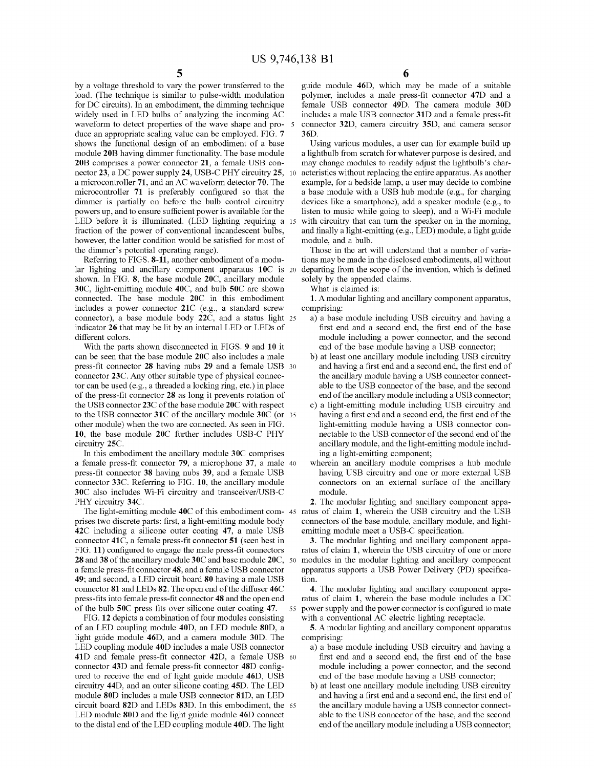by a voltage threshold to vary the power transferred to the load. (The technique is similar to pulse-width modulation for DC circuits). In an embodiment, the dimming technique widely used in LED bulbs of analyzing the incoming AC waveform to detect properties of the wave shape and produce an appropriate scaling value can be employed. FIG. 7 shows the functional design of an embodiment of a base module 20B having dimmer functionality. The base module 20B comprises a power connector 21, a female USB connector 23, a DC power supply 24, USB-C PHY circuitry 25, a microcontroller 71, and an AC waveform detector 70. The microcontroller 71 is preferably configured so that the dimmer is partially on before the bulb control circuitry powers up, and to ensure sufficient power is available for the LED before it is illuminated. (LED lighting requiring a fraction of the power of conventional incandescent bulbs, however, the latter condition would be satisfied for most of the dimmer's potential operating range).

Referring to FIGS. 8-11, another embodiment of a modular lighting and ancillary component apparatus 10C is shown. In FIG. 8, the base module 20C, ancillary module 30C, light-emitting module 40C, and bulb 50C are shown connected. The base module 20C in this embodiment includes a power connector 21C (e.g., a standard screw connector), a base module body 22C, and a status light indicator 26 that may be lit by an internal LED or LEDs of different colors.

With the parts shown disconnected in FIGS. 9 and 10 it can be seen that the base module 20C also includes a male press-fit connector 28 having nubs 29 and a female USB connector 23C. Any other suitable type of physical connector can be used (e.g., a threaded a locking ring, etc.) in place of the press-fit connector 28 as long it prevents rotation of the USB connector 23C of the base module 20C with respect to the USB connector 31C of the ancillary module 30C (or other module) when the two are connected. As seen in FIG. 10, the base module 20C further includes USB-C PHY circuitry 25C.

In this embodiment the ancillary module 30C comprises a female press-fit connector 79, a microphone 37, a male press-fit connector 38 having nubs 39, and a female USB connector 33C. Referring to FIG. 10, the ancillary module 30C also includes Wi-Fi circuitry and transceiver/USB-C PHY circuitry 34C.

The light-emitting module 40C of this embodiment comprises two discrete parts: first, a light-emitting module body 42C including a silicone outer coating 47, a male USB connector 41C, a female press-fit connector 51 (seen best in FIG. 11) configured to engage the male press-fit connectors 28 and 38 of the ancillary module 30C and base module 20C, a female press-fit connector 48, and a female USB connector 49; and second, a LED circuit board 80 having a male USB connector 81 and LEDs 82. The open end of the diffuser 46C press-fits into female press-fit connector 48 and the open end of the bulb 50C press fits over silicone outer coating 47.

FIG. 12 depicts a combination of four modules consisting of an LED coupling module 40D, an LED module 80D, a light guide module 46D, and a camera module 30D. The LED coupling module 40D includes a male USB connector 41D and female press-fit connector 42D, a female USB connector 43D and female press-fit connector 48D configured to receive the end of light guide module 46D, USB circuitry 44D, and an outer silicone coating 45D. The LED module 80D includes a male USB connector 81D, an LED circuit board 82D and LEDs 83D. In this embodiment, the LED module 80D and the light guide module 46D connect to the distal end of the LED coupling module 40D. The light guide module 46D, which may be made of a suitable polymer, includes a male press-fit connector 47D and a female USB connector 49D. The camera module 30D includes a male USB connector 31D and a female press-fit connector 32D, camera circuitry 35D, and camera sensor 36D.

Using various modules, a user can for example build up a lightbulb from scratch for whatever purpose is desired, and may change modules to readily adjust the lightbulb's characteristics without replacing the entire apparatus. As another example, for a bedside lamp, a user may decide to combine a base module with a USB hub module (e.g., for charging devices like a smartphone), add a speaker module (e.g., to listen to music while going to sleep), and a Wi-Fi module with circuitry that can turn the speaker on in the morning, and finally a light-emitting (e.g., LED) module, a light guide module, and a bulb.

Those in the art will understand that a number of variations may be made in the disclosed embodiments, all without departing from the scope of the invention, which is defined solely by the appended claims.

What is claimed is:

1. A modular lighting and ancillary component apparatus, comprising:

a) a base module including USB circuitry and having a first end and a second end, the first end of the base module including a power connector, and the second end of the base module having a USB connector;

b) at least one ancillary module including USB circuitry and having a first end and a second end, the first end of the ancillary module having a USB connector connectable to the USB connector of the base, and the second end of the ancillary module including a USB connector;

c) a light-emitting module including USB circuitry and having a first end and a second end, the first end of the light-emitting module having a USB connector connectable to the USB connector of the second end of the ancillary module, and the light-emitting module including a light-emitting component;

wherein an ancillary module comprises a hub module having USB circuitry and one or more external USB connectors on an external surface of the ancillary module.

2. The modular lighting and ancillary component apparatus of claim 1, wherein the USB circuitry and the USB connectors of the base module, ancillary module, and light-emitting module meet a USB-C specification.

3. The modular lighting and ancillary component apparatus of claim 1, wherein the USB circuitry of one or more modules in the modular lighting and ancillary component apparatus supports a USB Power Delivery (PD) specification.

4. The modular lighting and ancillary component apparatus of claim 1, wherein the base module includes a DC power supply and the power connector is configured to mate with a conventional AC electric lighting receptacle.

5. A modular lighting and ancillary component apparatus comprising:

a) a base module including USB circuitry and having a first end and a second end, the first end of the base module including a power connector, and the second end of the base module having a USB connector;

b) at least one ancillary module including USB circuitry and having a first end and a second end, the first end of the ancillary module having a USB connector connectable to the USB connector of the base, and the second end of the ancillary module including a USB connector;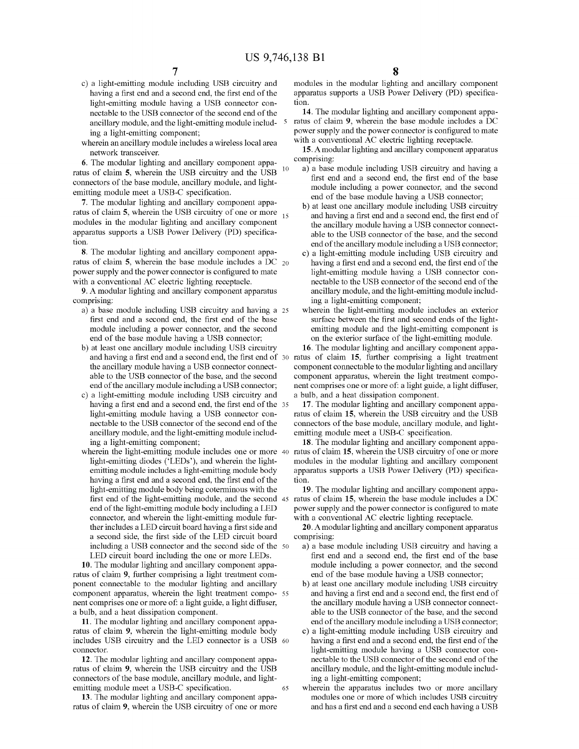c) a light-emitting module including USB circuitry and having a first end and a second end, the first end of the light-emitting module having a USB connector connectable to the USB connector of the second end of the ancillary module, and the light-emitting module including a light-emitting component;

wherein an ancillary module includes a wireless local area network transceiver.

6. The modular lighting and ancillary component apparatus of claim 5, wherein the USB circuitry and the USB connectors of the base module, ancillary module, and light-emitting module meet a USB-C specification.

7. The modular lighting and ancillary component apparatus of claim 5, wherein the USB circuitry of one or more modules in the modular lighting and ancillary component apparatus supports a USB Power Delivery (PD) specification.

8. The modular lighting and ancillary component apparatus of claim 5, wherein the base module includes a DC power supply and the power connector is configured to mate with a conventional AC electric lighting receptacle.

9. A modular lighting and ancillary component apparatus comprising:

a) a base module including USB circuitry and having a first end and a second end, the first end of the base module including a power connector, and the second end of the base module having a USB connector;

b) at least one ancillary module including USB circuitry and having a first end and a second end, the first end of the ancillary module having a USB connector connectable to the USB connector of the base, and the second end of the ancillary module including a USB connector;

c) a light-emitting module including USB circuitry and having a first end and a second end, the first end of the light-emitting module having a USB connector connectable to the USB connector of the second end of the ancillary module, and the light-emitting module including a light-emitting component;

wherein the light-emitting module includes one or more light-emitting diodes ('LEDs'), and wherein the light-emitting module includes a light-emitting module body having a first end and a second end, the first end of the light-emitting module body being coterminous with the first end of the light-emitting module, and the second end of the light-emitting module body including a LED connector, and wherein the light-emitting module further includes a LED circuit board having a first side and a second side, the first side of the LED circuit board including a USB connector and the second side of the LED circuit board including the one or more LEDs.

10. The modular lighting and ancillary component apparatus of claim 9, further comprising a light treatment component connectable to the modular lighting and ancillary component apparatus, wherein the light treatment component comprises one or more of: a light guide, a light diffuser, a bulb, and a heat dissipation component.

11. The modular lighting and ancillary component apparatus of claim 9, wherein the light-emitting module body includes USB circuitry and the LED connector is a USB connector.

12. The modular lighting and ancillary component apparatus of claim 9, wherein the USB circuitry and the USB connectors of the base module, ancillary module, and light-emitting module meet a USB-C specification.

13. The modular lighting and ancillary component apparatus of claim 9, wherein the USB circuitry of one or more modules in the modular lighting and ancillary component apparatus supports a USB Power Delivery (PD) specification.

14. The modular lighting and ancillary component apparatus of claim 9, wherein the base module includes a DC power supply and the power connector is configured to mate with a conventional AC electric lighting receptacle.

15. A modular lighting and ancillary component apparatus comprising:

a) a base module including USB circuitry and having a first end and a second end, the first end of the base module including a power connector, and the second end of the base module having a USB connector;

b) at least one ancillary module including USB circuitry and having a first end and a second end, the first end of the ancillary module having a USB connector connectable to the USB connector of the base, and the second end of the ancillary module including a USB connector;

c) a light-emitting module including USB circuitry and having a first end and a second end, the first end of the light-emitting module having a USB connector connectable to the USB connector of the second end of the ancillary module, and the light-emitting module including a light-emitting component;

wherein the light-emitting module includes an exterior surface between the first and second ends of the light-emitting module and the light-emitting component is on the exterior surface of the light-emitting module.

16. The modular lighting and ancillary component apparatus of claim 15, further comprising a light treatment component connectable to the modular lighting and ancillary component apparatus, wherein the light treatment component comprises one or more of: a light guide, a light diffuser, a bulb, and a heat dissipation component.

17. The modular lighting and ancillary component apparatus of claim 15, wherein the USB circuitry and the USB connectors of the base module, ancillary module, and light-emitting module meet a USB-C specification.

18. The modular lighting and ancillary component apparatus of claim 15, wherein the USB circuitry of one or more modules in the modular lighting and ancillary component apparatus supports a USB Power Delivery (PD) specification.

19. The modular lighting and ancillary component apparatus of claim 15, wherein the base module includes a DC power supply and the power connector is configured to mate with a conventional AC electric lighting receptacle.

20. A modular lighting and ancillary component apparatus comprising:

a) a base module including USB circuitry and having a first end and a second end, the first end of the base module including a power connector, and the second end of the base module having a USB connector;

b) at least one ancillary module including USB circuitry and having a first end and a second end, the first end of the ancillary module having a USB connector connectable to the USB connector of the base, and the second end of the ancillary module including a USB connector;

c) a light-emitting module including USB circuitry and having a first end and a second end, the first end of the light-emitting module having a USB connector connectable to the USB connector of the second end of the ancillary module, and the light-emitting module including a light-emitting component;

wherein the apparatus includes two or more ancillary modules one or more of which includes USB circuitry and has a first end and a second end each having a USB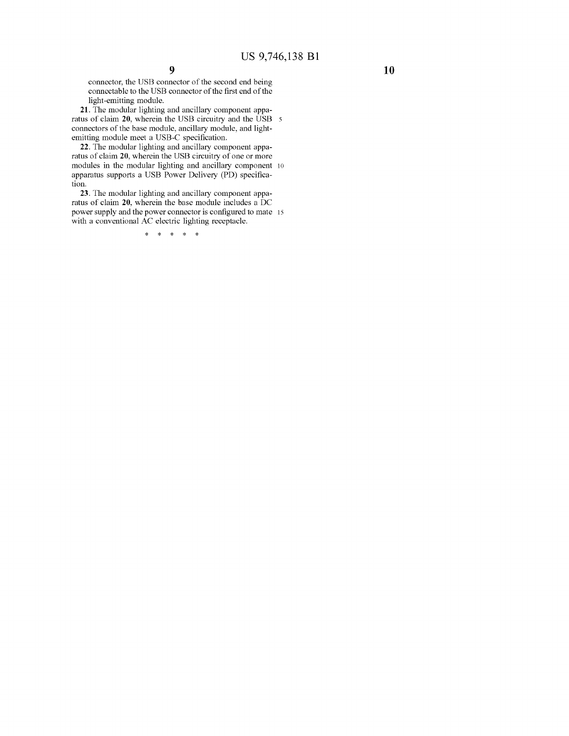connector, the USB connector of the second end being connectable to the USB connector of the first end of the light-emitting module.

**21**. The modular lighting and ancillary component apparatus of claim **20**, wherein the USB circuitry and the USB connectors of the base module, ancillary module, and light-emitting module meet a USB-C specification.

**22**. The modular lighting and ancillary component apparatus of claim **20**, wherein the USB circuitry of one or more modules in the modular lighting and ancillary component apparatus supports a USB Power Delivery (PD) specification.

**23**. The modular lighting and ancillary component apparatus of claim **20**, wherein the base module includes a DC power supply and the power connector is configured to mate with a conventional AC electric lighting receptacle.

* * * * *